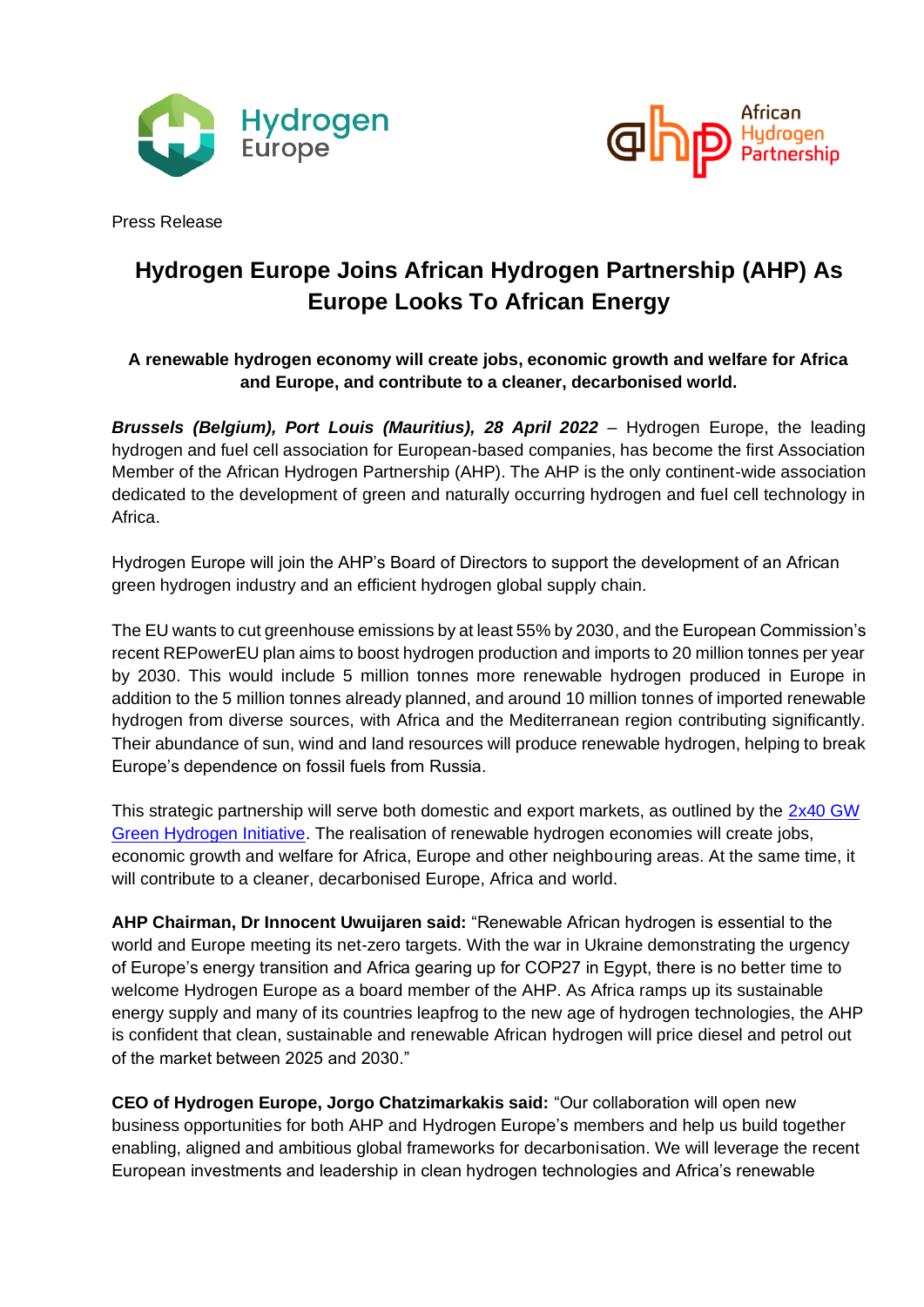Press Release

# Hydrogen Europe Joins African Hydrogen Partnership (AHP) As Europe Looks To African Energy

**A renewable hydrogen economy will create jobs, economic growth and welfare for Africa and Europe, and contribute to a cleaner, decarbonised world.**

***Brussels (Belgium), Port Louis (Mauritius), 28 April 2022*** – Hydrogen Europe, the leading hydrogen and fuel cell association for European-based companies, has become the first Association Member of the African Hydrogen Partnership (AHP). The AHP is the only continent-wide association dedicated to the development of green and naturally occurring hydrogen and fuel cell technology in Africa.

Hydrogen Europe will join the AHP's Board of Directors to support the development of an African green hydrogen industry and an efficient hydrogen global supply chain.

The EU wants to cut greenhouse emissions by at least 55% by 2030, and the European Commission's recent REPowerEU plan aims to boost hydrogen production and imports to 20 million tonnes per year by 2030. This would include 5 million tonnes more renewable hydrogen produced in Europe in addition to the 5 million tonnes already planned, and around 10 million tonnes of imported renewable hydrogen from diverse sources, with Africa and the Mediterranean region contributing significantly. Their abundance of sun, wind and land resources will produce renewable hydrogen, helping to break Europe's dependence on fossil fuels from Russia.

This strategic partnership will serve both domestic and export markets, as outlined by the 2x40 GW Green Hydrogen Initiative. The realisation of renewable hydrogen economies will create jobs, economic growth and welfare for Africa, Europe and other neighbouring areas. At the same time, it will contribute to a cleaner, decarbonised Europe, Africa and world.

**AHP Chairman, Dr Innocent Uwuijaren said:** "Renewable African hydrogen is essential to the world and Europe meeting its net-zero targets. With the war in Ukraine demonstrating the urgency of Europe's energy transition and Africa gearing up for COP27 in Egypt, there is no better time to welcome Hydrogen Europe as a board member of the AHP. As Africa ramps up its sustainable energy supply and many of its countries leapfrog to the new age of hydrogen technologies, the AHP is confident that clean, sustainable and renewable African hydrogen will price diesel and petrol out of the market between 2025 and 2030."

**CEO of Hydrogen Europe, Jorgo Chatzimarkakis said:** "Our collaboration will open new business opportunities for both AHP and Hydrogen Europe's members and help us build together enabling, aligned and ambitious global frameworks for decarbonisation. We will leverage the recent European investments and leadership in clean hydrogen technologies and Africa's renewable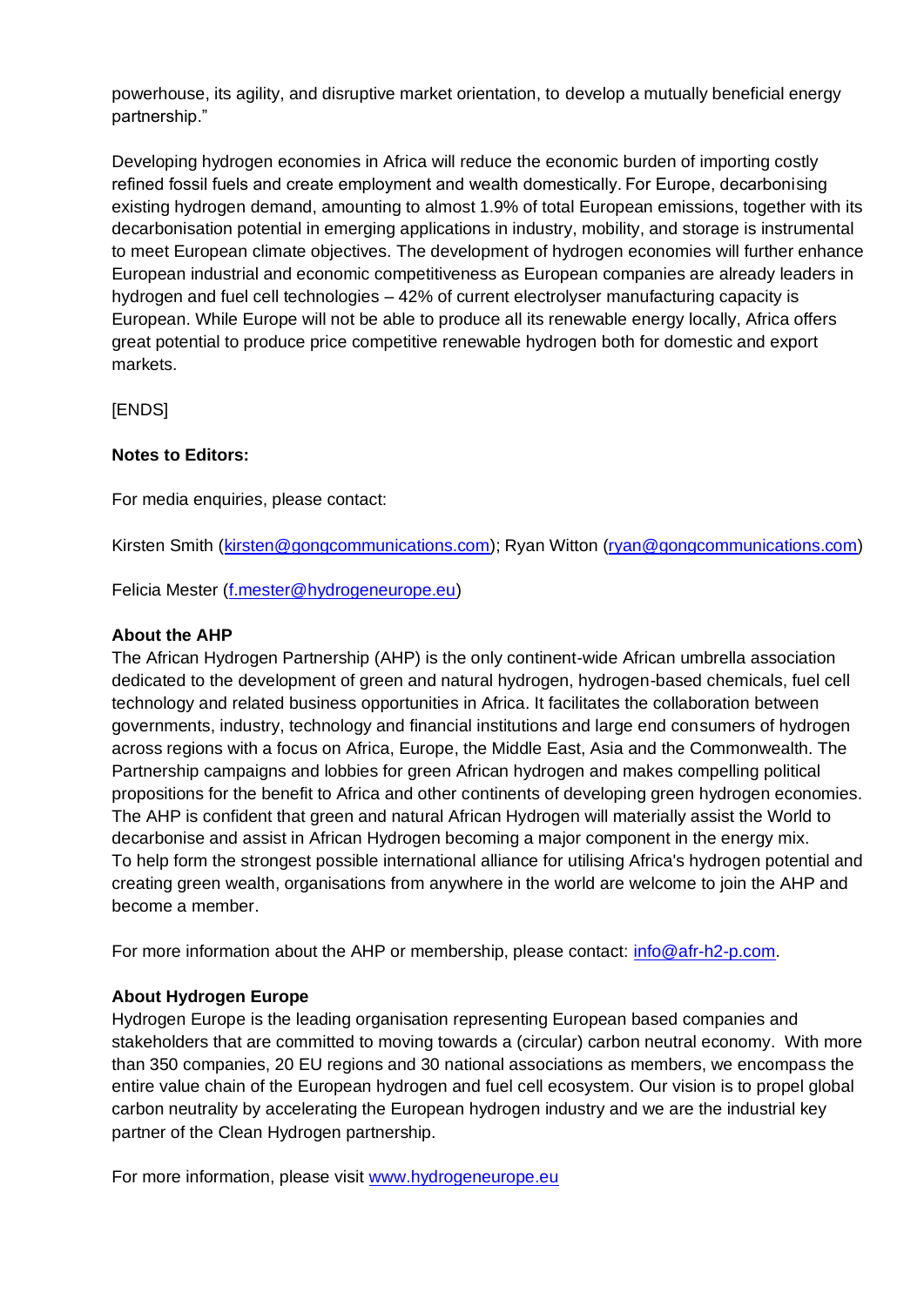powerhouse, its agility, and disruptive market orientation, to develop a mutually beneficial energy partnership."

Developing hydrogen economies in Africa will reduce the economic burden of importing costly refined fossil fuels and create employment and wealth domestically. For Europe, decarbonising existing hydrogen demand, amounting to almost 1.9% of total European emissions, together with its decarbonisation potential in emerging applications in industry, mobility, and storage is instrumental to meet European climate objectives. The development of hydrogen economies will further enhance European industrial and economic competitiveness as European companies are already leaders in hydrogen and fuel cell technologies – 42% of current electrolyser manufacturing capacity is European. While Europe will not be able to produce all its renewable energy locally, Africa offers great potential to produce price competitive renewable hydrogen both for domestic and export markets.

[ENDS]

**Notes to Editors:**

For media enquiries, please contact:

Kirsten Smith (kirsten@gongcommunications.com); Ryan Witton (ryan@gongcommunications.com)

Felicia Mester (f.mester@hydrogeneurope.eu)

**About the AHP**

The African Hydrogen Partnership (AHP) is the only continent-wide African umbrella association dedicated to the development of green and natural hydrogen, hydrogen-based chemicals, fuel cell technology and related business opportunities in Africa. It facilitates the collaboration between governments, industry, technology and financial institutions and large end consumers of hydrogen across regions with a focus on Africa, Europe, the Middle East, Asia and the Commonwealth. The Partnership campaigns and lobbies for green African hydrogen and makes compelling political propositions for the benefit to Africa and other continents of developing green hydrogen economies. The AHP is confident that green and natural African Hydrogen will materially assist the World to decarbonise and assist in African Hydrogen becoming a major component in the energy mix. To help form the strongest possible international alliance for utilising Africa's hydrogen potential and creating green wealth, organisations from anywhere in the world are welcome to join the AHP and become a member.

For more information about the AHP or membership, please contact: info@afr-h2-p.com.

**About Hydrogen Europe**

Hydrogen Europe is the leading organisation representing European based companies and stakeholders that are committed to moving towards a (circular) carbon neutral economy. With more than 350 companies, 20 EU regions and 30 national associations as members, we encompass the entire value chain of the European hydrogen and fuel cell ecosystem. Our vision is to propel global carbon neutrality by accelerating the European hydrogen industry and we are the industrial key partner of the Clean Hydrogen partnership.

For more information, please visit www.hydrogeneurope.eu